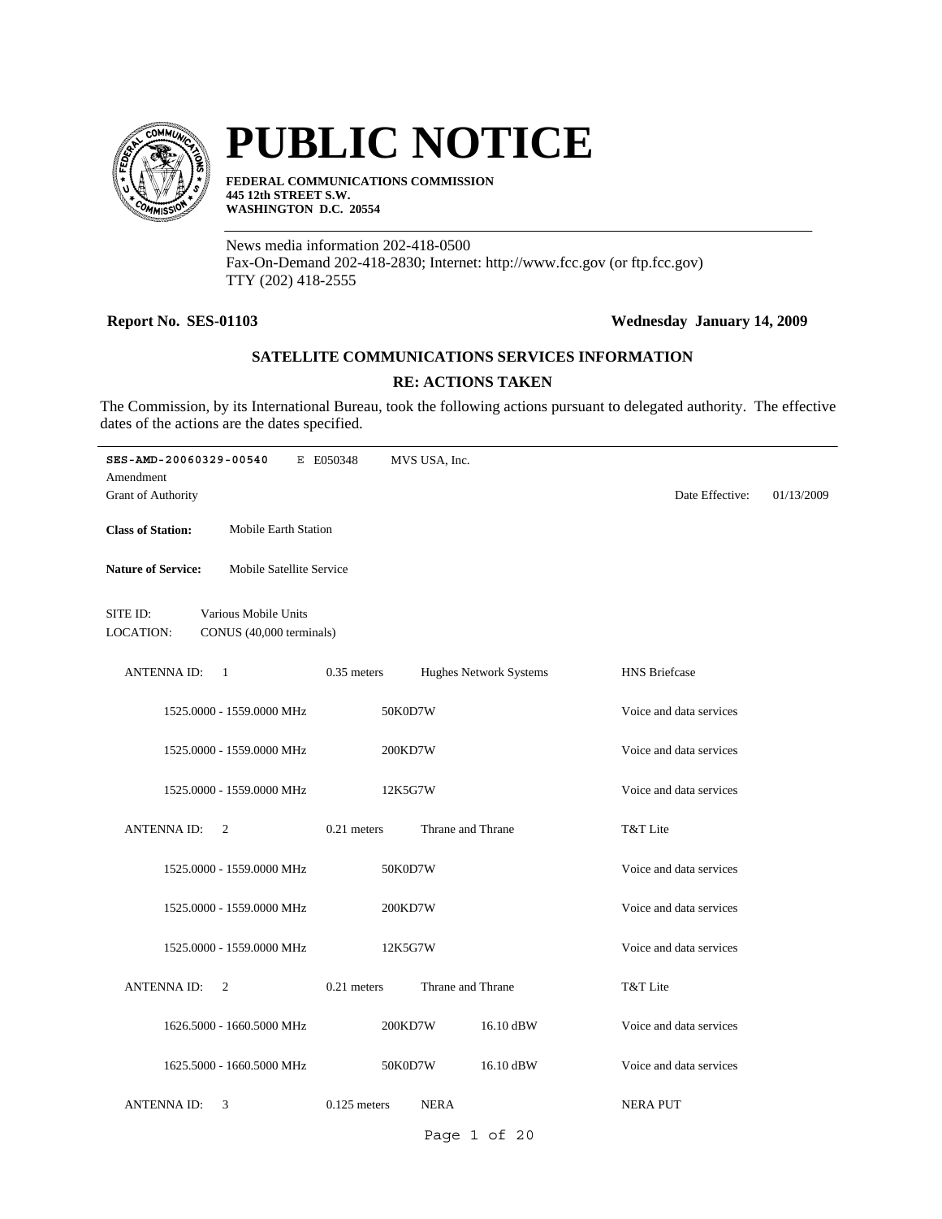# PUBLIC NOTICE

**FEDERAL COMMUNICATIONS COMMISSION**
**445 12th STREET S.W.**
**WASHINGTON D.C. 20554**

News media information 202-418-0500
Fax-On-Demand 202-418-2830; Internet: http://www.fcc.gov (or ftp.fcc.gov)
TTY (202) 418-2555

**Report No. SES-01103** **Wednesday January 14, 2009**

## SATELLITE COMMUNICATIONS SERVICES INFORMATION

### RE: ACTIONS TAKEN

The Commission, by its International Bureau, took the following actions pursuant to delegated authority. The effective dates of the actions are the dates specified.

---

**SES-AMD-20060329-00540** E E050348 MVS USA, Inc.
Amendment
Grant of Authority Date Effective: 01/13/2009

**Class of Station:** Mobile Earth Station

**Nature of Service:** Mobile Satellite Service

SITE ID: Various Mobile Units
LOCATION: CONUS (40,000 terminals)

| ANTENNA ID: | 1 | 0.35 meters | Hughes Network Systems | HNS Briefcase |
|---|---|---|---|---|
| | 1525.0000 - 1559.0000 MHz | 50K0D7W | | Voice and data services |
| | 1525.0000 - 1559.0000 MHz | 200KD7W | | Voice and data services |
| | 1525.0000 - 1559.0000 MHz | 12K5G7W | | Voice and data services |

| ANTENNA ID: | 2 | 0.21 meters | Thrane and Thrane | T&T Lite |
|---|---|---|---|---|
| | 1525.0000 - 1559.0000 MHz | 50K0D7W | | Voice and data services |
| | 1525.0000 - 1559.0000 MHz | 200KD7W | | Voice and data services |
| | 1525.0000 - 1559.0000 MHz | 12K5G7W | | Voice and data services |

| ANTENNA ID: | 2 | 0.21 meters | Thrane and Thrane | T&T Lite |
|---|---|---|---|---|
| | 1626.5000 - 1660.5000 MHz | 200KD7W | 16.10 dBW | Voice and data services |
| | 1625.5000 - 1660.5000 MHz | 50K0D7W | 16.10 dBW | Voice and data services |

| ANTENNA ID: | 3 | 0.125 meters | NERA | NERA PUT |
|---|---|---|---|---|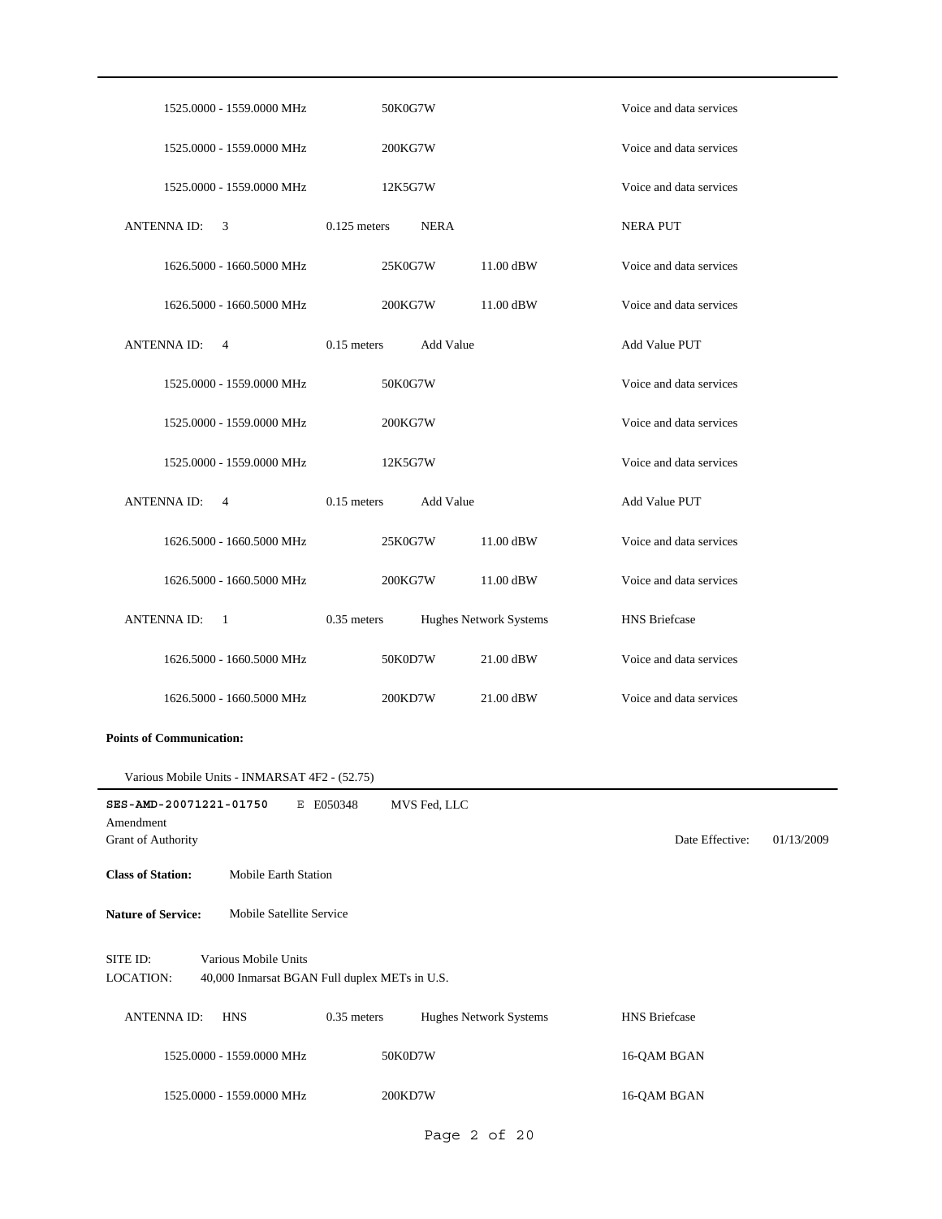| | | | |
|---|---|---|---|
| 1525.0000 - 1559.0000 MHz | 50K0G7W | | Voice and data services |
| 1525.0000 - 1559.0000 MHz | 200KG7W | | Voice and data services |
| 1525.0000 - 1559.0000 MHz | 12K5G7W | | Voice and data services |
| ANTENNA ID: 3 | 0.125 meters | NERA | NERA PUT |
| 1626.5000 - 1660.5000 MHz | 25K0G7W | 11.00 dBW | Voice and data services |
| 1626.5000 - 1660.5000 MHz | 200KG7W | 11.00 dBW | Voice and data services |
| ANTENNA ID: 4 | 0.15 meters | Add Value | Add Value PUT |
| 1525.0000 - 1559.0000 MHz | 50K0G7W | | Voice and data services |
| 1525.0000 - 1559.0000 MHz | 200KG7W | | Voice and data services |
| 1525.0000 - 1559.0000 MHz | 12K5G7W | | Voice and data services |
| ANTENNA ID: 4 | 0.15 meters | Add Value | Add Value PUT |
| 1626.5000 - 1660.5000 MHz | 25K0G7W | 11.00 dBW | Voice and data services |
| 1626.5000 - 1660.5000 MHz | 200KG7W | 11.00 dBW | Voice and data services |
| ANTENNA ID: 1 | 0.35 meters | Hughes Network Systems | HNS Briefcase |
| 1626.5000 - 1660.5000 MHz | 50K0D7W | 21.00 dBW | Voice and data services |
| 1626.5000 - 1660.5000 MHz | 200KD7W | 21.00 dBW | Voice and data services |

**Points of Communication:**

Various Mobile Units - INMARSAT 4F2 - (52.75)

---

**SES-AMD-20071221-01750** E E050348 MVS Fed, LLC

Amendment

Grant of Authority

Date Effective: 01/13/2009

**Class of Station:** Mobile Earth Station

**Nature of Service:** Mobile Satellite Service

SITE ID: Various Mobile Units

LOCATION: 40,000 Inmarsat BGAN Full duplex METs in U.S.

| | | | |
|---|---|---|---|
| ANTENNA ID: HNS | 0.35 meters | Hughes Network Systems | HNS Briefcase |
| 1525.0000 - 1559.0000 MHz | 50K0D7W | | 16-QAM BGAN |
| 1525.0000 - 1559.0000 MHz | 200KD7W | | 16-QAM BGAN |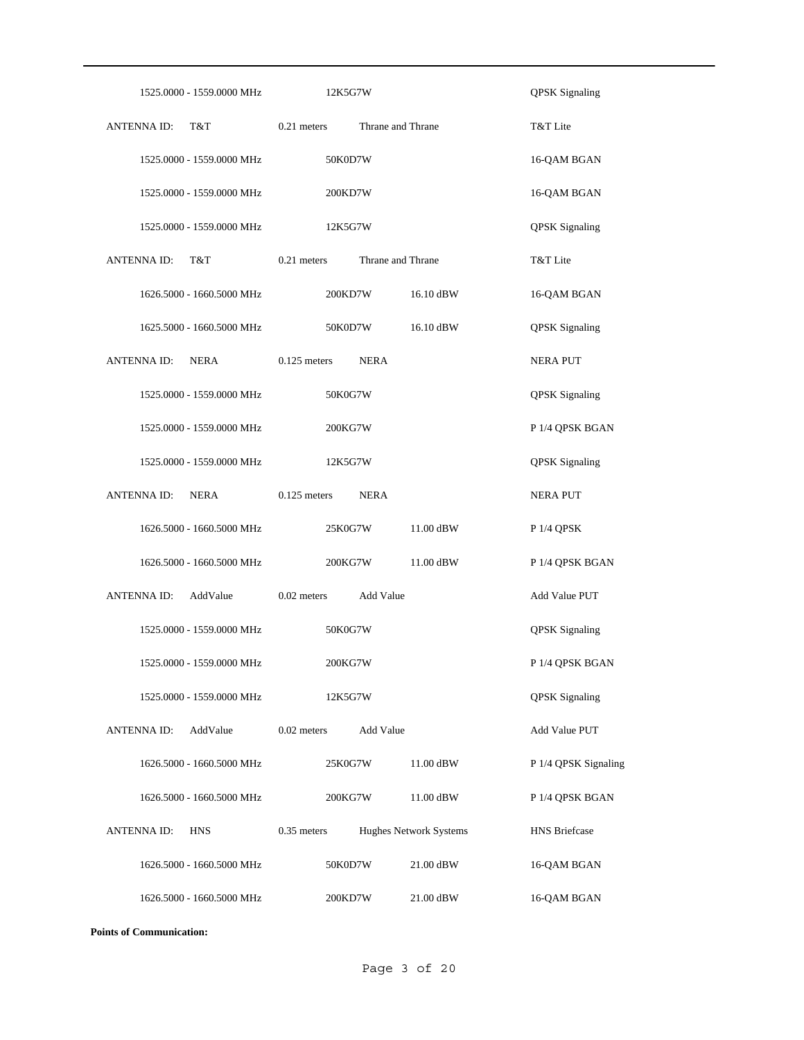| | | | | |
|---|---|---|---|---|
| | 1525.0000 - 1559.0000 MHz | 12K5G7W | | QPSK Signaling |
| ANTENNA ID: T&T | 0.21 meters | Thrane and Thrane | | T&T Lite |
| | 1525.0000 - 1559.0000 MHz | 50K0D7W | | 16-QAM BGAN |
| | 1525.0000 - 1559.0000 MHz | 200KD7W | | 16-QAM BGAN |
| | 1525.0000 - 1559.0000 MHz | 12K5G7W | | QPSK Signaling |
| ANTENNA ID: T&T | 0.21 meters | Thrane and Thrane | | T&T Lite |
| | 1626.5000 - 1660.5000 MHz | 200KD7W | 16.10 dBW | 16-QAM BGAN |
| | 1625.5000 - 1660.5000 MHz | 50K0D7W | 16.10 dBW | QPSK Signaling |
| ANTENNA ID: NERA | 0.125 meters | NERA | | NERA PUT |
| | 1525.0000 - 1559.0000 MHz | 50K0G7W | | QPSK Signaling |
| | 1525.0000 - 1559.0000 MHz | 200KG7W | | P 1/4 QPSK BGAN |
| | 1525.0000 - 1559.0000 MHz | 12K5G7W | | QPSK Signaling |
| ANTENNA ID: NERA | 0.125 meters | NERA | | NERA PUT |
| | 1626.5000 - 1660.5000 MHz | 25K0G7W | 11.00 dBW | P 1/4 QPSK |
| | 1626.5000 - 1660.5000 MHz | 200KG7W | 11.00 dBW | P 1/4 QPSK BGAN |
| ANTENNA ID: AddValue | 0.02 meters | Add Value | | Add Value PUT |
| | 1525.0000 - 1559.0000 MHz | 50K0G7W | | QPSK Signaling |
| | 1525.0000 - 1559.0000 MHz | 200KG7W | | P 1/4 QPSK BGAN |
| | 1525.0000 - 1559.0000 MHz | 12K5G7W | | QPSK Signaling |
| ANTENNA ID: AddValue | 0.02 meters | Add Value | | Add Value PUT |
| | 1626.5000 - 1660.5000 MHz | 25K0G7W | 11.00 dBW | P 1/4 QPSK Signaling |
| | 1626.5000 - 1660.5000 MHz | 200KG7W | 11.00 dBW | P 1/4 QPSK BGAN |
| ANTENNA ID: HNS | 0.35 meters | Hughes Network Systems | | HNS Briefcase |
| | 1626.5000 - 1660.5000 MHz | 50K0D7W | 21.00 dBW | 16-QAM BGAN |
| | 1626.5000 - 1660.5000 MHz | 200KD7W | 21.00 dBW | 16-QAM BGAN |

**Points of Communication:**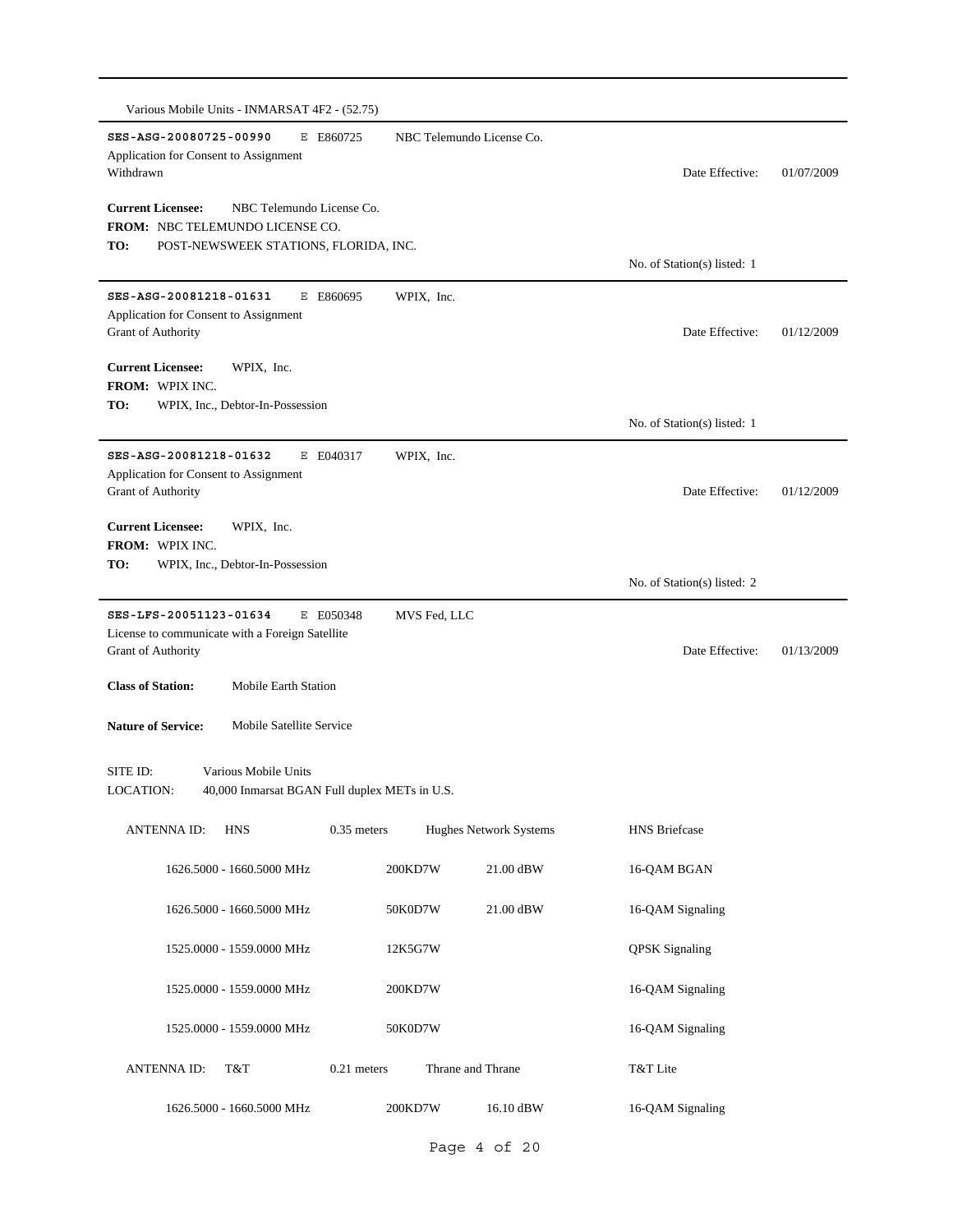Various Mobile Units - INMARSAT 4F2 - (52.75)

---

**SES-ASG-20080725-00990** E E860725 NBC Telemundo License Co.

Application for Consent to Assignment

Withdrawn

Date Effective: 01/07/2009

**Current Licensee:** NBC Telemundo License Co.

**FROM:** NBC TELEMUNDO LICENSE CO.

**TO:** POST-NEWSWEEK STATIONS, FLORIDA, INC.

No. of Station(s) listed: 1

---

**SES-ASG-20081218-01631** E E860695 WPIX, Inc.

Application for Consent to Assignment

Grant of Authority

Date Effective: 01/12/2009

**Current Licensee:** WPIX, Inc.

**FROM:** WPIX INC.

**TO:** WPIX, Inc., Debtor-In-Possession

No. of Station(s) listed: 1

---

**SES-ASG-20081218-01632** E E040317 WPIX, Inc.

Application for Consent to Assignment

Grant of Authority

Date Effective: 01/12/2009

**Current Licensee:** WPIX, Inc.

**FROM:** WPIX INC.

**TO:** WPIX, Inc., Debtor-In-Possession

No. of Station(s) listed: 2

---

**SES-LFS-20051123-01634** E E050348 MVS Fed, LLC

License to communicate with a Foreign Satellite

Grant of Authority

Date Effective: 01/13/2009

**Class of Station:** Mobile Earth Station

**Nature of Service:** Mobile Satellite Service

SITE ID: Various Mobile Units

LOCATION: 40,000 Inmarsat BGAN Full duplex METs in U.S.

| ANTENNA ID: HNS | 0.35 meters | Hughes Network Systems | HNS Briefcase |
|---|---|---|---|
| 1626.5000 - 1660.5000 MHz | 200KD7W | 21.00 dBW | 16-QAM BGAN |
| 1626.5000 - 1660.5000 MHz | 50K0D7W | 21.00 dBW | 16-QAM Signaling |
| 1525.0000 - 1559.0000 MHz | 12K5G7W | | QPSK Signaling |
| 1525.0000 - 1559.0000 MHz | 200KD7W | | 16-QAM Signaling |
| 1525.0000 - 1559.0000 MHz | 50K0D7W | | 16-QAM Signaling |
| **ANTENNA ID: T&T** | **0.21 meters** | **Thrane and Thrane** | **T&T Lite** |
| 1626.5000 - 1660.5000 MHz | 200KD7W | 16.10 dBW | 16-QAM Signaling |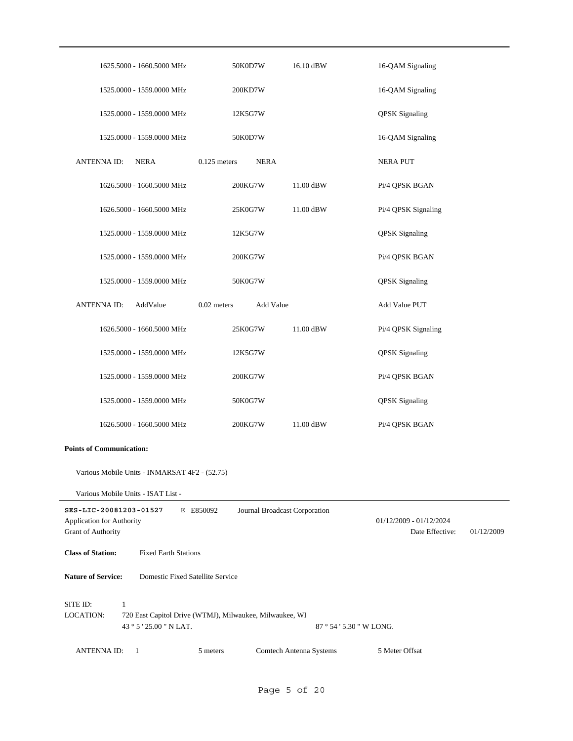| Frequency | Emission | Power | Description |
|---|---|---|---|
| 1625.5000 - 1660.5000 MHz | 50K0D7W | 16.10 dBW | 16-QAM Signaling |
| 1525.0000 - 1559.0000 MHz | 200KD7W | | 16-QAM Signaling |
| 1525.0000 - 1559.0000 MHz | 12K5G7W | | QPSK Signaling |
| 1525.0000 - 1559.0000 MHz | 50K0D7W | | 16-QAM Signaling |

ANTENNA ID: NERA | 0.125 meters | NERA | NERA PUT

| Frequency | Emission | Power | Description |
|---|---|---|---|
| 1626.5000 - 1660.5000 MHz | 200KG7W | 11.00 dBW | Pi/4 QPSK BGAN |
| 1626.5000 - 1660.5000 MHz | 25K0G7W | 11.00 dBW | Pi/4 QPSK Signaling |
| 1525.0000 - 1559.0000 MHz | 12K5G7W | | QPSK Signaling |
| 1525.0000 - 1559.0000 MHz | 200KG7W | | Pi/4 QPSK BGAN |
| 1525.0000 - 1559.0000 MHz | 50K0G7W | | QPSK Signaling |

ANTENNA ID: AddValue | 0.02 meters | Add Value | Add Value PUT

| Frequency | Emission | Power | Description |
|---|---|---|---|
| 1626.5000 - 1660.5000 MHz | 25K0G7W | 11.00 dBW | Pi/4 QPSK Signaling |
| 1525.0000 - 1559.0000 MHz | 12K5G7W | | QPSK Signaling |
| 1525.0000 - 1559.0000 MHz | 200KG7W | | Pi/4 QPSK BGAN |
| 1525.0000 - 1559.0000 MHz | 50K0G7W | | QPSK Signaling |
| 1626.5000 - 1660.5000 MHz | 200KG7W | 11.00 dBW | Pi/4 QPSK BGAN |

**Points of Communication:**

Various Mobile Units - INMARSAT 4F2 - (52.75)

Various Mobile Units - ISAT List -

---

**SES-LIC-20081203-01527** E E850092 Journal Broadcast Corporation

Application for Authority — 01/12/2009 - 01/12/2024

Grant of Authority — Date Effective: 01/12/2009

**Class of Station:** Fixed Earth Stations

**Nature of Service:** Domestic Fixed Satellite Service

SITE ID: 1

LOCATION: 720 East Capitol Drive (WTMJ), Milwaukee, Milwaukee, WI

43 ° 5 ' 25.00 " N LAT. — 87 ° 54 ' 5.30 " W LONG.

ANTENNA ID: 1 | 5 meters | Comtech Antenna Systems | 5 Meter Offsat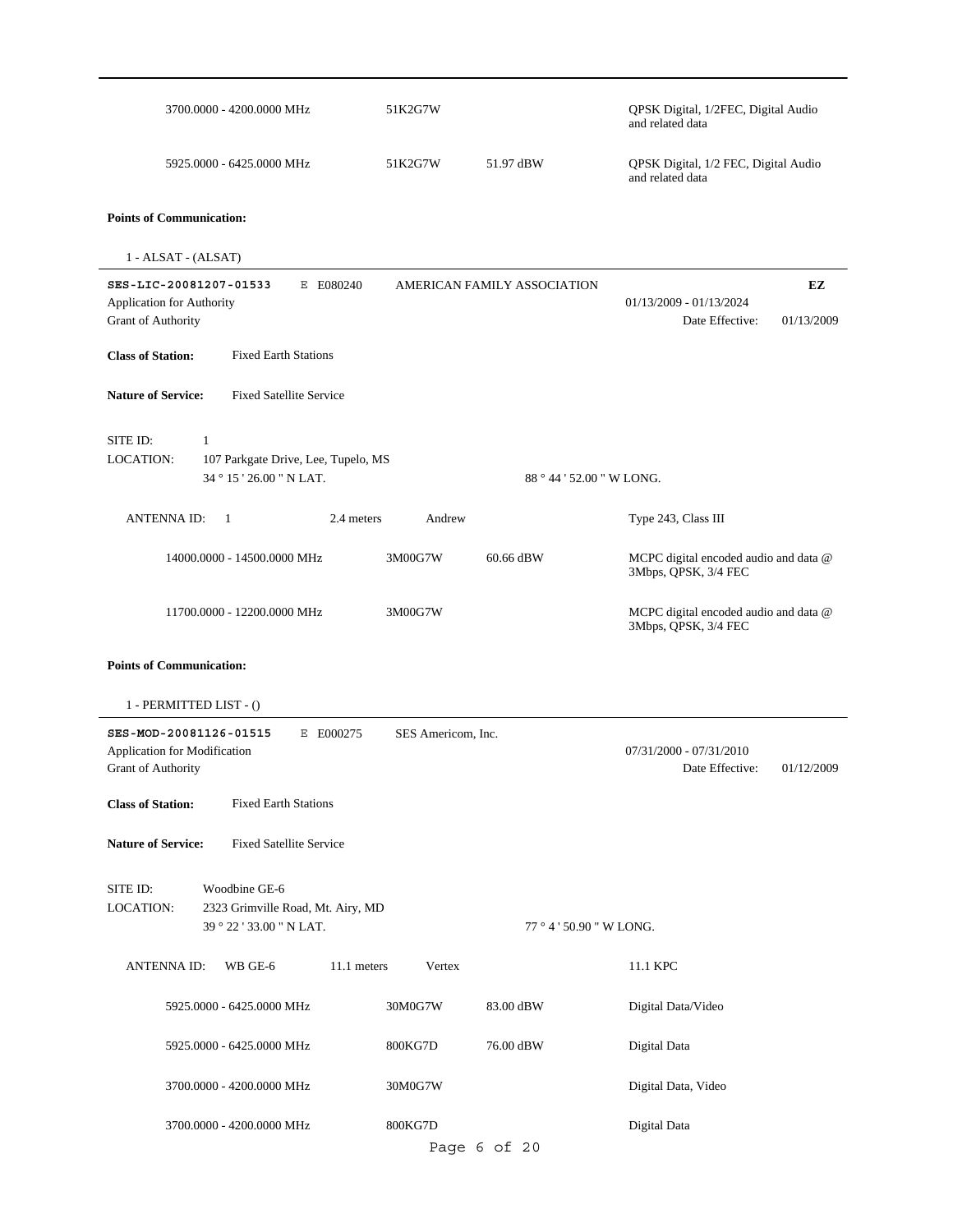| | | | |
|---|---|---|---|
| 3700.0000 - 4200.0000 MHz | 51K2G7W | | QPSK Digital, 1/2FEC, Digital Audio and related data |
| 5925.0000 - 6425.0000 MHz | 51K2G7W | 51.97 dBW | QPSK Digital, 1/2 FEC, Digital Audio and related data |

**Points of Communication:**

1 - ALSAT - (ALSAT)

---

**SES-LIC-20081207-01533** E E080240 AMERICAN FAMILY ASSOCIATION **EZ**

Application for Authority 01/13/2009 - 01/13/2024

Grant of Authority Date Effective: 01/13/2009

**Class of Station:** Fixed Earth Stations

**Nature of Service:** Fixed Satellite Service

SITE ID: 1

LOCATION: 107 Parkgate Drive, Lee, Tupelo, MS

34 ° 15 ' 26.00 " N LAT. 88 ° 44 ' 52.00 " W LONG.

ANTENNA ID: 1 2.4 meters Andrew Type 243, Class III

| | | | |
|---|---|---|---|
| 14000.0000 - 14500.0000 MHz | 3M00G7W | 60.66 dBW | MCPC digital encoded audio and data @ 3Mbps, QPSK, 3/4 FEC |
| 11700.0000 - 12200.0000 MHz | 3M00G7W | | MCPC digital encoded audio and data @ 3Mbps, QPSK, 3/4 FEC |

**Points of Communication:**

1 - PERMITTED LIST - ()

---

**SES-MOD-20081126-01515** E E000275 SES Americom, Inc.

Application for Modification 07/31/2000 - 07/31/2010

Grant of Authority Date Effective: 01/12/2009

**Class of Station:** Fixed Earth Stations

**Nature of Service:** Fixed Satellite Service

SITE ID: Woodbine GE-6

LOCATION: 2323 Grimville Road, Mt. Airy, MD

39 ° 22 ' 33.00 " N LAT. 77 ° 4 ' 50.90 " W LONG.

ANTENNA ID: WB GE-6 11.1 meters Vertex 11.1 KPC

| | | | |
|---|---|---|---|
| 5925.0000 - 6425.0000 MHz | 30M0G7W | 83.00 dBW | Digital Data/Video |
| 5925.0000 - 6425.0000 MHz | 800KG7D | 76.00 dBW | Digital Data |
| 3700.0000 - 4200.0000 MHz | 30M0G7W | | Digital Data, Video |
| 3700.0000 - 4200.0000 MHz | 800KG7D | | Digital Data |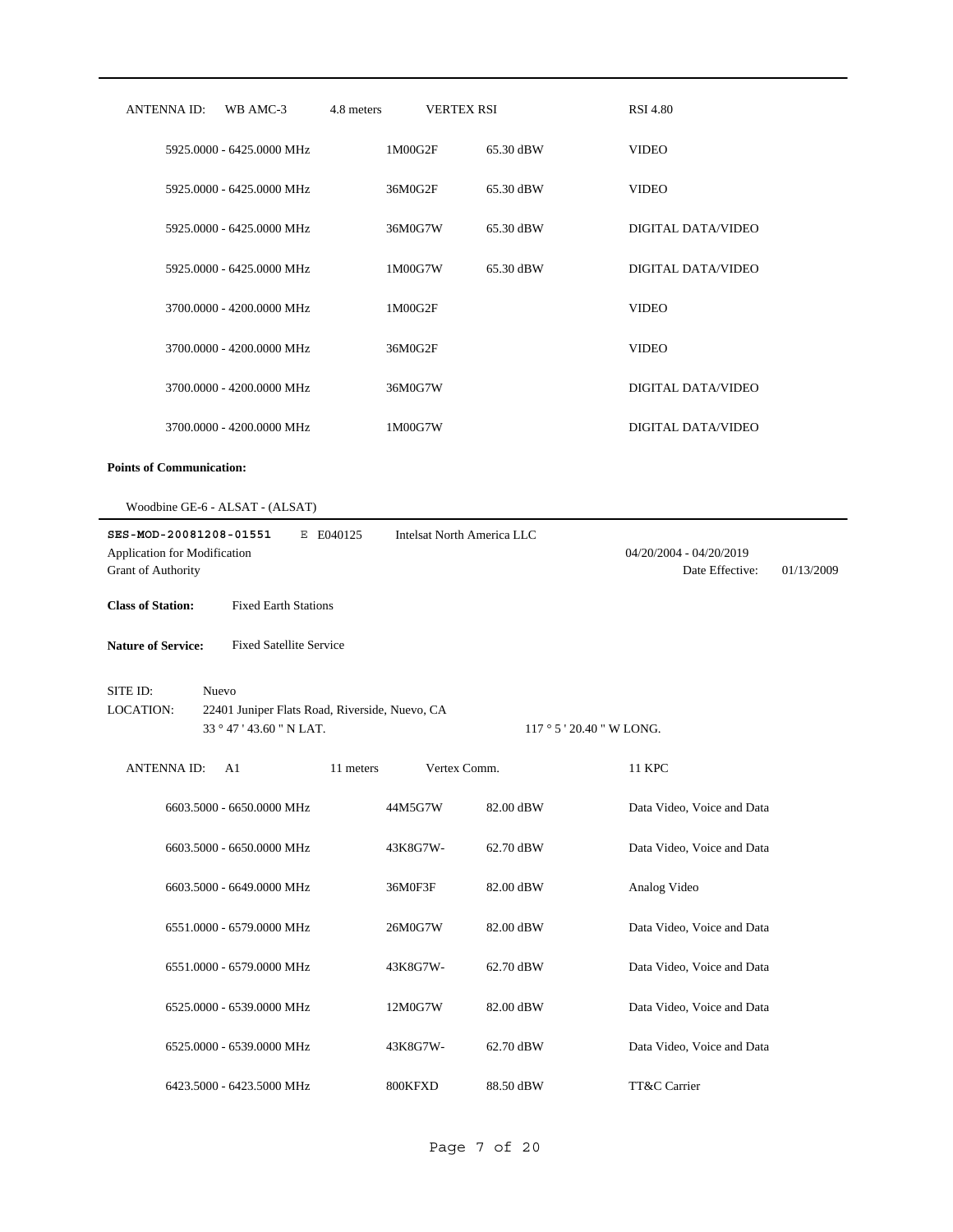| ANTENNA ID: | WB AMC-3 | 4.8 meters | VERTEX RSI | RSI 4.80 |
|---|---|---|---|---|
| | 5925.0000 - 6425.0000 MHz | 1M00G2F | 65.30 dBW | VIDEO |
| | 5925.0000 - 6425.0000 MHz | 36M0G2F | 65.30 dBW | VIDEO |
| | 5925.0000 - 6425.0000 MHz | 36M0G7W | 65.30 dBW | DIGITAL DATA/VIDEO |
| | 5925.0000 - 6425.0000 MHz | 1M00G7W | 65.30 dBW | DIGITAL DATA/VIDEO |
| | 3700.0000 - 4200.0000 MHz | 1M00G2F | | VIDEO |
| | 3700.0000 - 4200.0000 MHz | 36M0G2F | | VIDEO |
| | 3700.0000 - 4200.0000 MHz | 36M0G7W | | DIGITAL DATA/VIDEO |
| | 3700.0000 - 4200.0000 MHz | 1M00G7W | | DIGITAL DATA/VIDEO |

**Points of Communication:**

Woodbine GE-6 - ALSAT - (ALSAT)

---

**SES-MOD-20081208-01551** E E040125 Intelsat North America LLC

Application for Modification 04/20/2004 - 04/20/2019

Grant of Authority Date Effective: 01/13/2009

**Class of Station:** Fixed Earth Stations

**Nature of Service:** Fixed Satellite Service

SITE ID: Nuevo

LOCATION: 22401 Juniper Flats Road, Riverside, Nuevo, CA

33 ° 47 ' 43.60 " N LAT. 117 ° 5 ' 20.40 " W LONG.

| ANTENNA ID: | A1 | 11 meters | Vertex Comm. | 11 KPC |
|---|---|---|---|---|
| | 6603.5000 - 6650.0000 MHz | 44M5G7W | 82.00 dBW | Data Video, Voice and Data |
| | 6603.5000 - 6650.0000 MHz | 43K8G7W- | 62.70 dBW | Data Video, Voice and Data |
| | 6603.5000 - 6649.0000 MHz | 36M0F3F | 82.00 dBW | Analog Video |
| | 6551.0000 - 6579.0000 MHz | 26M0G7W | 82.00 dBW | Data Video, Voice and Data |
| | 6551.0000 - 6579.0000 MHz | 43K8G7W- | 62.70 dBW | Data Video, Voice and Data |
| | 6525.0000 - 6539.0000 MHz | 12M0G7W | 82.00 dBW | Data Video, Voice and Data |
| | 6525.0000 - 6539.0000 MHz | 43K8G7W- | 62.70 dBW | Data Video, Voice and Data |
| | 6423.5000 - 6423.5000 MHz | 800KFXD | 88.50 dBW | TT&C Carrier |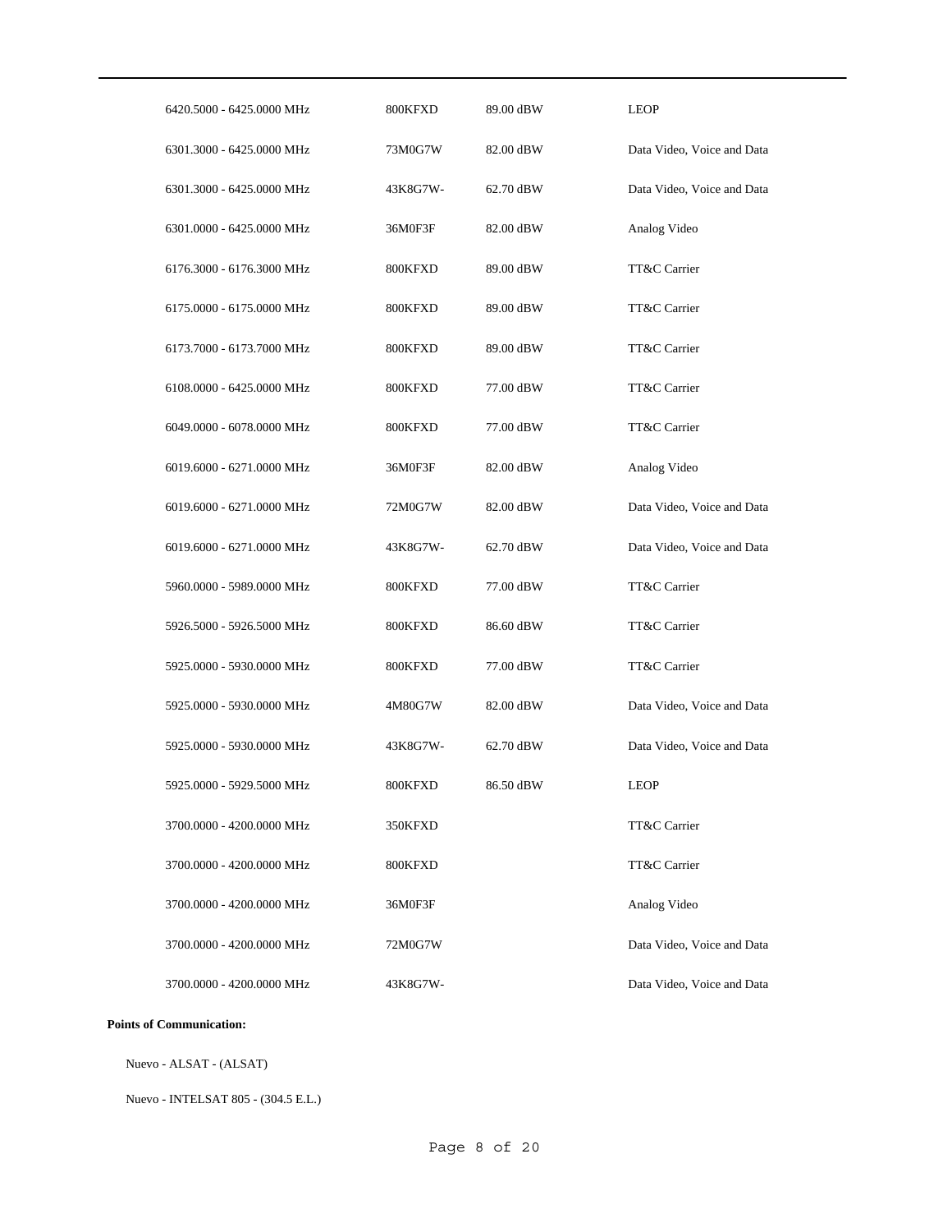| | | | |
|---|---|---|---|
| 6420.5000 - 6425.0000 MHz | 800KFXD | 89.00 dBW | LEOP |
| 6301.3000 - 6425.0000 MHz | 73M0G7W | 82.00 dBW | Data Video, Voice and Data |
| 6301.3000 - 6425.0000 MHz | 43K8G7W- | 62.70 dBW | Data Video, Voice and Data |
| 6301.0000 - 6425.0000 MHz | 36M0F3F | 82.00 dBW | Analog Video |
| 6176.3000 - 6176.3000 MHz | 800KFXD | 89.00 dBW | TT&C Carrier |
| 6175.0000 - 6175.0000 MHz | 800KFXD | 89.00 dBW | TT&C Carrier |
| 6173.7000 - 6173.7000 MHz | 800KFXD | 89.00 dBW | TT&C Carrier |
| 6108.0000 - 6425.0000 MHz | 800KFXD | 77.00 dBW | TT&C Carrier |
| 6049.0000 - 6078.0000 MHz | 800KFXD | 77.00 dBW | TT&C Carrier |
| 6019.6000 - 6271.0000 MHz | 36M0F3F | 82.00 dBW | Analog Video |
| 6019.6000 - 6271.0000 MHz | 72M0G7W | 82.00 dBW | Data Video, Voice and Data |
| 6019.6000 - 6271.0000 MHz | 43K8G7W- | 62.70 dBW | Data Video, Voice and Data |
| 5960.0000 - 5989.0000 MHz | 800KFXD | 77.00 dBW | TT&C Carrier |
| 5926.5000 - 5926.5000 MHz | 800KFXD | 86.60 dBW | TT&C Carrier |
| 5925.0000 - 5930.0000 MHz | 800KFXD | 77.00 dBW | TT&C Carrier |
| 5925.0000 - 5930.0000 MHz | 4M80G7W | 82.00 dBW | Data Video, Voice and Data |
| 5925.0000 - 5930.0000 MHz | 43K8G7W- | 62.70 dBW | Data Video, Voice and Data |
| 5925.0000 - 5929.5000 MHz | 800KFXD | 86.50 dBW | LEOP |
| 3700.0000 - 4200.0000 MHz | 350KFXD | | TT&C Carrier |
| 3700.0000 - 4200.0000 MHz | 800KFXD | | TT&C Carrier |
| 3700.0000 - 4200.0000 MHz | 36M0F3F | | Analog Video |
| 3700.0000 - 4200.0000 MHz | 72M0G7W | | Data Video, Voice and Data |
| 3700.0000 - 4200.0000 MHz | 43K8G7W- | | Data Video, Voice and Data |

**Points of Communication:**

Nuevo - ALSAT - (ALSAT)

Nuevo - INTELSAT 805 - (304.5 E.L.)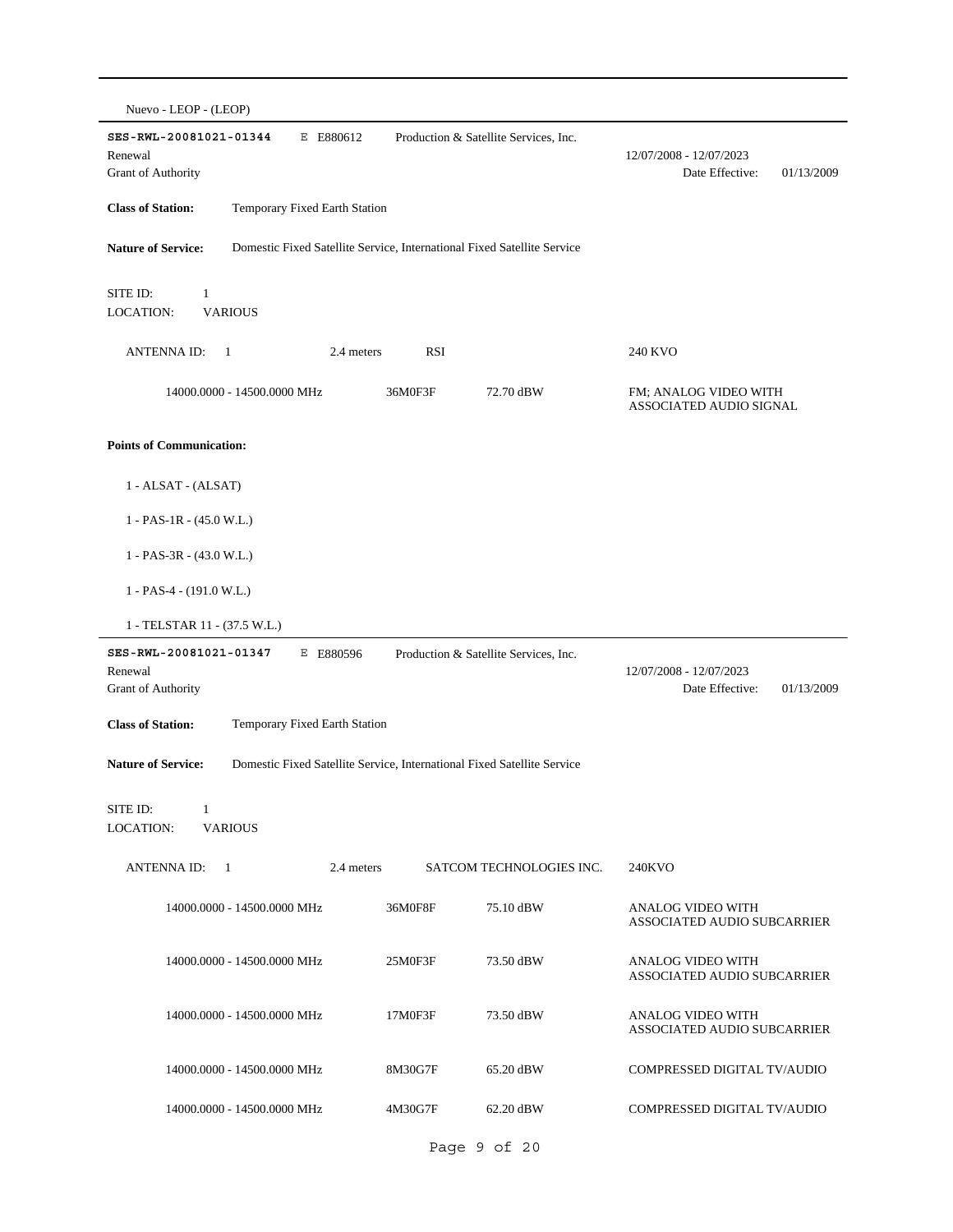Nuevo - LEOP - (LEOP)

---

**SES-RWL-20081021-01344** E E880612 Production & Satellite Services, Inc.

Renewal 12/07/2008 - 12/07/2023

Grant of Authority Date Effective: 01/13/2009

**Class of Station:** Temporary Fixed Earth Station

**Nature of Service:** Domestic Fixed Satellite Service, International Fixed Satellite Service

SITE ID: 1

LOCATION: VARIOUS

ANTENNA ID: 1 2.4 meters RSI 240 KVO

| Frequency | Emission | EIRP | Description |
|---|---|---|---|
| 14000.0000 - 14500.0000 MHz | 36M0F3F | 72.70 dBW | FM; ANALOG VIDEO WITH ASSOCIATED AUDIO SIGNAL |

**Points of Communication:**

1 - ALSAT - (ALSAT)

1 - PAS-1R - (45.0 W.L.)

1 - PAS-3R - (43.0 W.L.)

1 - PAS-4 - (191.0 W.L.)

1 - TELSTAR 11 - (37.5 W.L.)

---

**SES-RWL-20081021-01347** E E880596 Production & Satellite Services, Inc.

Renewal 12/07/2008 - 12/07/2023

Grant of Authority Date Effective: 01/13/2009

**Class of Station:** Temporary Fixed Earth Station

**Nature of Service:** Domestic Fixed Satellite Service, International Fixed Satellite Service

SITE ID: 1

LOCATION: VARIOUS

ANTENNA ID: 1 2.4 meters SATCOM TECHNOLOGIES INC. 240KVO

| Frequency | Emission | EIRP | Description |
|---|---|---|---|
| 14000.0000 - 14500.0000 MHz | 36M0F8F | 75.10 dBW | ANALOG VIDEO WITH ASSOCIATED AUDIO SUBCARRIER |
| 14000.0000 - 14500.0000 MHz | 25M0F3F | 73.50 dBW | ANALOG VIDEO WITH ASSOCIATED AUDIO SUBCARRIER |
| 14000.0000 - 14500.0000 MHz | 17M0F3F | 73.50 dBW | ANALOG VIDEO WITH ASSOCIATED AUDIO SUBCARRIER |
| 14000.0000 - 14500.0000 MHz | 8M30G7F | 65.20 dBW | COMPRESSED DIGITAL TV/AUDIO |
| 14000.0000 - 14500.0000 MHz | 4M30G7F | 62.20 dBW | COMPRESSED DIGITAL TV/AUDIO |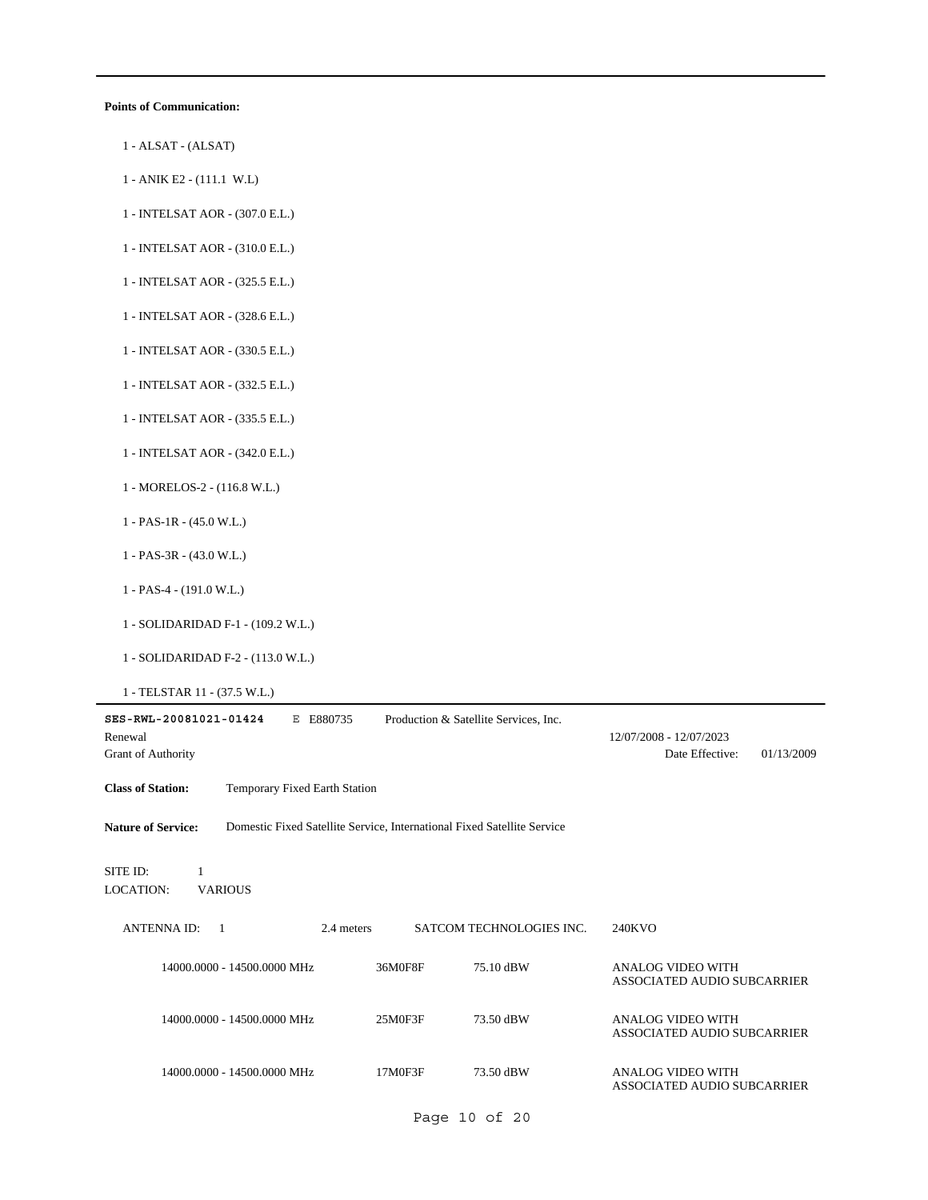**Points of Communication:**

1 - ALSAT - (ALSAT)

1 - ANIK E2 - (111.1 W.L)

1 - INTELSAT AOR - (307.0 E.L.)

1 - INTELSAT AOR - (310.0 E.L.)

1 - INTELSAT AOR - (325.5 E.L.)

1 - INTELSAT AOR - (328.6 E.L.)

1 - INTELSAT AOR - (330.5 E.L.)

1 - INTELSAT AOR - (332.5 E.L.)

1 - INTELSAT AOR - (335.5 E.L.)

1 - INTELSAT AOR - (342.0 E.L.)

1 - MORELOS-2 - (116.8 W.L.)

1 - PAS-1R - (45.0 W.L.)

1 - PAS-3R - (43.0 W.L.)

1 - PAS-4 - (191.0 W.L.)

1 - SOLIDARIDAD F-1 - (109.2 W.L.)

1 - SOLIDARIDAD F-2 - (113.0 W.L.)

1 - TELSTAR 11 - (37.5 W.L.)

---

**SES-RWL-20081021-01424** E E880735 Production & Satellite Services, Inc.

Renewal 12/07/2008 - 12/07/2023

Grant of Authority Date Effective: 01/13/2009

**Class of Station:** Temporary Fixed Earth Station

**Nature of Service:** Domestic Fixed Satellite Service, International Fixed Satellite Service

SITE ID: 1

LOCATION: VARIOUS

ANTENNA ID: 1 2.4 meters SATCOM TECHNOLOGIES INC. 240KVO

| Frequency | Emission | Power | Description |
|---|---|---|---|
| 14000.0000 - 14500.0000 MHz | 36M0F8F | 75.10 dBW | ANALOG VIDEO WITH ASSOCIATED AUDIO SUBCARRIER |
| 14000.0000 - 14500.0000 MHz | 25M0F3F | 73.50 dBW | ANALOG VIDEO WITH ASSOCIATED AUDIO SUBCARRIER |
| 14000.0000 - 14500.0000 MHz | 17M0F3F | 73.50 dBW | ANALOG VIDEO WITH ASSOCIATED AUDIO SUBCARRIER |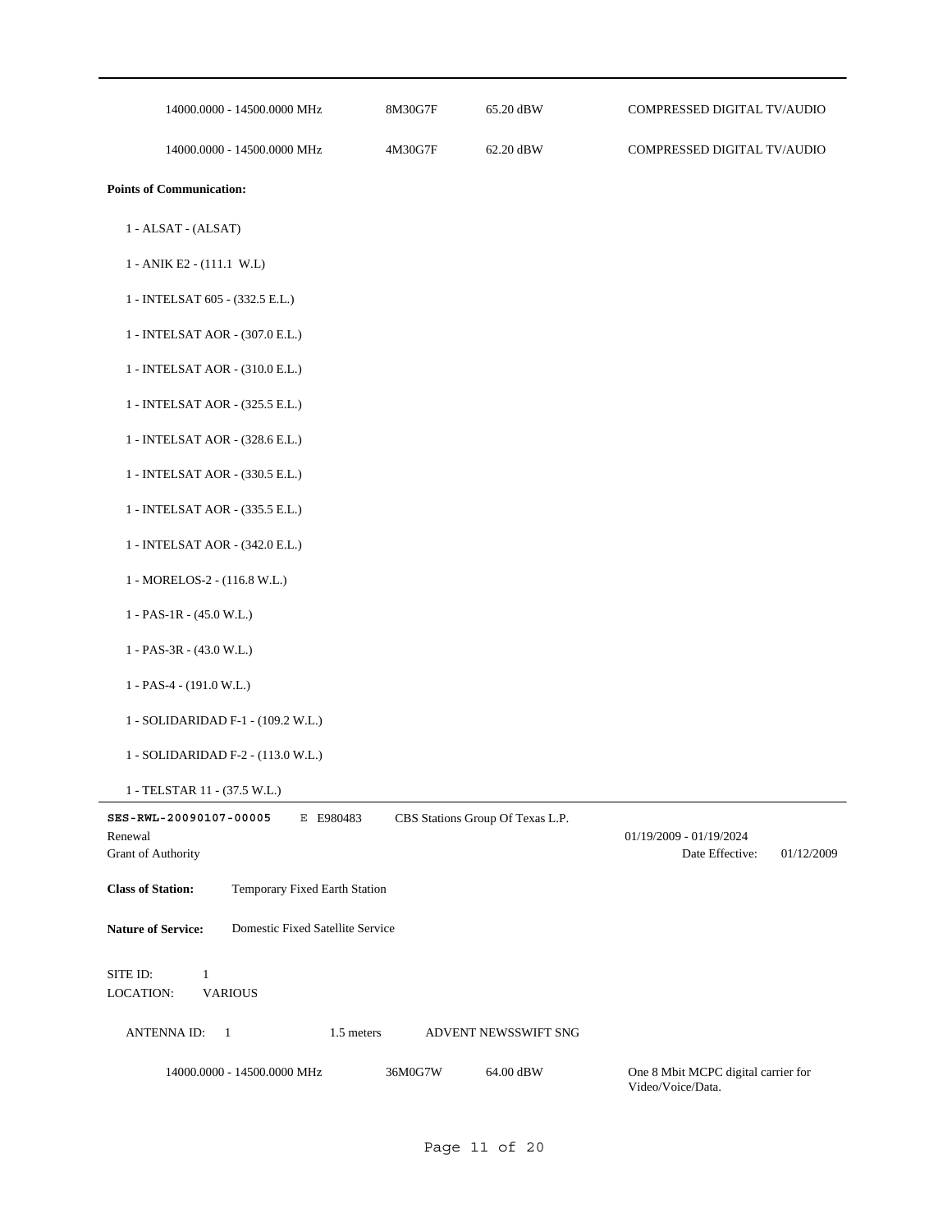| | | | |
|---|---|---|---|
| 14000.0000 - 14500.0000 MHz | 8M30G7F | 65.20 dBW | COMPRESSED DIGITAL TV/AUDIO |
| 14000.0000 - 14500.0000 MHz | 4M30G7F | 62.20 dBW | COMPRESSED DIGITAL TV/AUDIO |

**Points of Communication:**

1 - ALSAT - (ALSAT)

1 - ANIK E2 - (111.1 W.L)

1 - INTELSAT 605 - (332.5 E.L.)

1 - INTELSAT AOR - (307.0 E.L.)

1 - INTELSAT AOR - (310.0 E.L.)

1 - INTELSAT AOR - (325.5 E.L.)

1 - INTELSAT AOR - (328.6 E.L.)

1 - INTELSAT AOR - (330.5 E.L.)

1 - INTELSAT AOR - (335.5 E.L.)

1 - INTELSAT AOR - (342.0 E.L.)

1 - MORELOS-2 - (116.8 W.L.)

1 - PAS-1R - (45.0 W.L.)

1 - PAS-3R - (43.0 W.L.)

1 - PAS-4 - (191.0 W.L.)

1 - SOLIDARIDAD F-1 - (109.2 W.L.)

1 - SOLIDARIDAD F-2 - (113.0 W.L.)

1 - TELSTAR 11 - (37.5 W.L.)

---

**SES-RWL-20090107-00005** E E980483 CBS Stations Group Of Texas L.P.

Renewal — 01/19/2009 - 01/19/2024

Grant of Authority — Date Effective: 01/12/2009

**Class of Station:** Temporary Fixed Earth Station

**Nature of Service:** Domestic Fixed Satellite Service

SITE ID: 1

LOCATION: VARIOUS

ANTENNA ID: 1 1.5 meters ADVENT NEWSSWIFT SNG

| | | | |
|---|---|---|---|
| 14000.0000 - 14500.0000 MHz | 36M0G7W | 64.00 dBW | One 8 Mbit MCPC digital carrier for Video/Voice/Data. |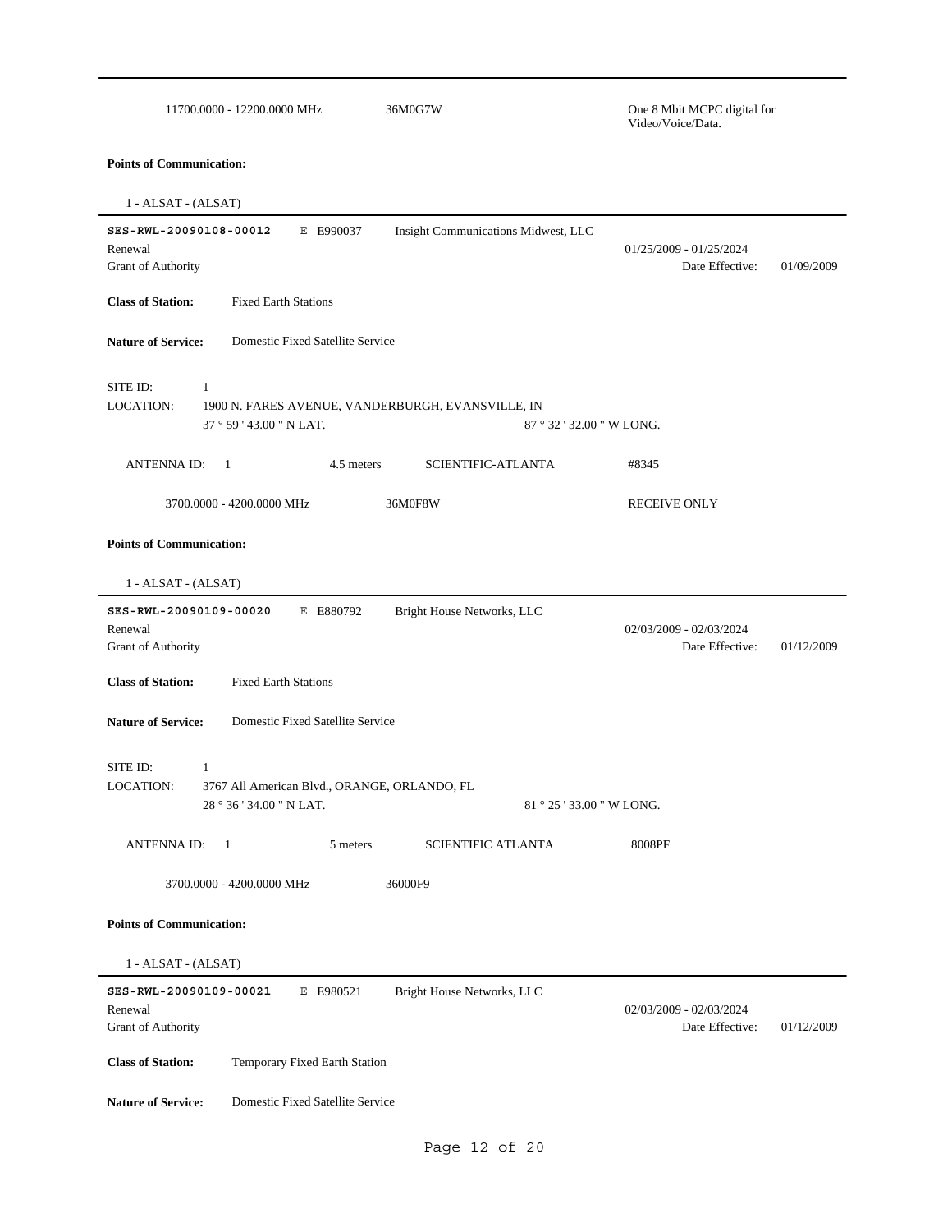11700.0000 - 12200.0000 MHz | 36M0G7W | One 8 Mbit MCPC digital for Video/Voice/Data.

**Points of Communication:**

1 - ALSAT - (ALSAT)

---

**SES-RWL-20090108-00012** E E990037 Insight Communications Midwest, LLC

Renewal 01/25/2009 - 01/25/2024

Grant of Authority Date Effective: 01/09/2009

**Class of Station:** Fixed Earth Stations

**Nature of Service:** Domestic Fixed Satellite Service

SITE ID: 1

LOCATION: 1900 N. FARES AVENUE, VANDERBURGH, EVANSVILLE, IN

37 ° 59 ' 43.00 " N LAT. 87 ° 32 ' 32.00 " W LONG.

ANTENNA ID: 1 4.5 meters SCIENTIFIC-ATLANTA #8345

3700.0000 - 4200.0000 MHz 36M0F8W RECEIVE ONLY

**Points of Communication:**

1 - ALSAT - (ALSAT)

---

**SES-RWL-20090109-00020** E E880792 Bright House Networks, LLC

Renewal 02/03/2009 - 02/03/2024

Grant of Authority Date Effective: 01/12/2009

**Class of Station:** Fixed Earth Stations

**Nature of Service:** Domestic Fixed Satellite Service

SITE ID: 1

LOCATION: 3767 All American Blvd., ORANGE, ORLANDO, FL

28 ° 36 ' 34.00 " N LAT. 81 ° 25 ' 33.00 " W LONG.

ANTENNA ID: 1 5 meters SCIENTIFIC ATLANTA 8008PF

3700.0000 - 4200.0000 MHz 36000F9

**Points of Communication:**

1 - ALSAT - (ALSAT)

---

**SES-RWL-20090109-00021** E E980521 Bright House Networks, LLC

Renewal 02/03/2009 - 02/03/2024

Grant of Authority Date Effective: 01/12/2009

**Class of Station:** Temporary Fixed Earth Station

**Nature of Service:** Domestic Fixed Satellite Service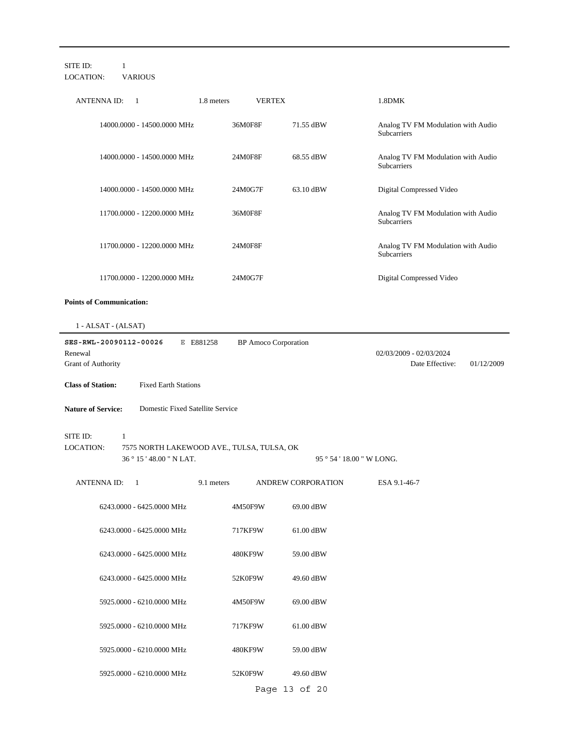SITE ID: 1
LOCATION: VARIOUS

ANTENNA ID: 1 | 1.8 meters | VERTEX | 1.8DMK

| Frequency | Emission | Power | Description |
|---|---|---|---|
| 14000.0000 - 14500.0000 MHz | 36M0F8F | 71.55 dBW | Analog TV FM Modulation with Audio Subcarriers |
| 14000.0000 - 14500.0000 MHz | 24M0F8F | 68.55 dBW | Analog TV FM Modulation with Audio Subcarriers |
| 14000.0000 - 14500.0000 MHz | 24M0G7F | 63.10 dBW | Digital Compressed Video |
| 11700.0000 - 12200.0000 MHz | 36M0F8F | | Analog TV FM Modulation with Audio Subcarriers |
| 11700.0000 - 12200.0000 MHz | 24M0F8F | | Analog TV FM Modulation with Audio Subcarriers |
| 11700.0000 - 12200.0000 MHz | 24M0G7F | | Digital Compressed Video |

**Points of Communication:**

1 - ALSAT - (ALSAT)

---

**SES-RWL-20090112-00026** E E881258 BP Amoco Corporation

Renewal 02/03/2009 - 02/03/2024

Grant of Authority Date Effective: 01/12/2009

**Class of Station:** Fixed Earth Stations

**Nature of Service:** Domestic Fixed Satellite Service

SITE ID: 1
LOCATION: 7575 NORTH LAKEWOOD AVE., TULSA, TULSA, OK
36 ° 15 ' 48.00 " N LAT. 95 ° 54 ' 18.00 " W LONG.

ANTENNA ID: 1 | 9.1 meters | ANDREW CORPORATION | ESA 9.1-46-7

| Frequency | Emission | Power |
|---|---|---|
| 6243.0000 - 6425.0000 MHz | 4M50F9W | 69.00 dBW |
| 6243.0000 - 6425.0000 MHz | 717KF9W | 61.00 dBW |
| 6243.0000 - 6425.0000 MHz | 480KF9W | 59.00 dBW |
| 6243.0000 - 6425.0000 MHz | 52K0F9W | 49.60 dBW |
| 5925.0000 - 6210.0000 MHz | 4M50F9W | 69.00 dBW |
| 5925.0000 - 6210.0000 MHz | 717KF9W | 61.00 dBW |
| 5925.0000 - 6210.0000 MHz | 480KF9W | 59.00 dBW |
| 5925.0000 - 6210.0000 MHz | 52K0F9W | 49.60 dBW |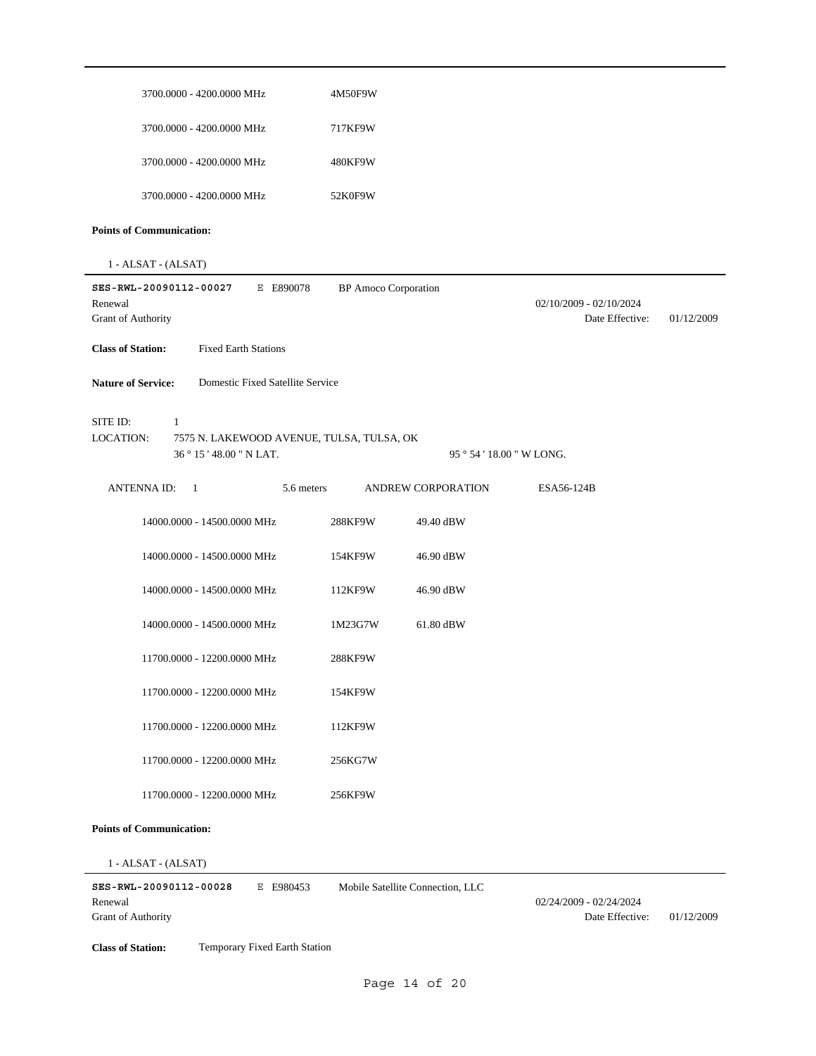| | |
|---|---|
| 3700.0000 - 4200.0000 MHz | 4M50F9W |
| 3700.0000 - 4200.0000 MHz | 717KF9W |
| 3700.0000 - 4200.0000 MHz | 480KF9W |
| 3700.0000 - 4200.0000 MHz | 52K0F9W |

**Points of Communication:**

1 - ALSAT - (ALSAT)

---

**SES-RWL-20090112-00027** E E890078 BP Amoco Corporation

Renewal 02/10/2009 - 02/10/2024

Grant of Authority Date Effective: 01/12/2009

**Class of Station:** Fixed Earth Stations

**Nature of Service:** Domestic Fixed Satellite Service

SITE ID: 1

LOCATION: 7575 N. LAKEWOOD AVENUE, TULSA, TULSA, OK

36 ° 15 ' 48.00 " N LAT. 95 ° 54 ' 18.00 " W LONG.

ANTENNA ID: 1 5.6 meters ANDREW CORPORATION ESA56-124B

| | | |
|---|---|---|
| 14000.0000 - 14500.0000 MHz | 288KF9W | 49.40 dBW |
| 14000.0000 - 14500.0000 MHz | 154KF9W | 46.90 dBW |
| 14000.0000 - 14500.0000 MHz | 112KF9W | 46.90 dBW |
| 14000.0000 - 14500.0000 MHz | 1M23G7W | 61.80 dBW |
| 11700.0000 - 12200.0000 MHz | 288KF9W | |
| 11700.0000 - 12200.0000 MHz | 154KF9W | |
| 11700.0000 - 12200.0000 MHz | 112KF9W | |
| 11700.0000 - 12200.0000 MHz | 256KG7W | |
| 11700.0000 - 12200.0000 MHz | 256KF9W | |

**Points of Communication:**

1 - ALSAT - (ALSAT)

---

**SES-RWL-20090112-00028** E E980453 Mobile Satellite Connection, LLC

Renewal 02/24/2009 - 02/24/2024

Grant of Authority Date Effective: 01/12/2009

**Class of Station:** Temporary Fixed Earth Station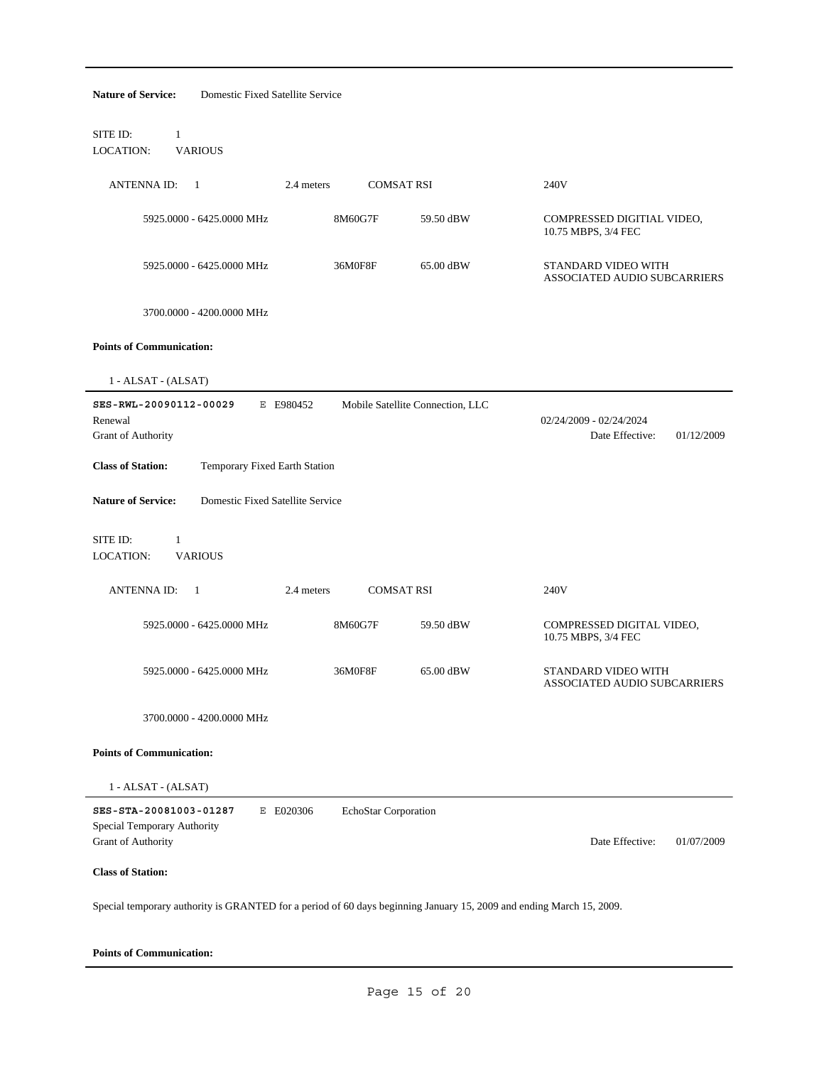**Nature of Service:** Domestic Fixed Satellite Service

SITE ID: 1
LOCATION: VARIOUS

| ANTENNA ID: 1 | 2.4 meters | COMSAT RSI | | 240V |
|---|---|---|---|---|
| 5925.0000 - 6425.0000 MHz | | 8M60G7F | 59.50 dBW | COMPRESSED DIGITIAL VIDEO, 10.75 MBPS, 3/4 FEC |
| 5925.0000 - 6425.0000 MHz | | 36M0F8F | 65.00 dBW | STANDARD VIDEO WITH ASSOCIATED AUDIO SUBCARRIERS |
| 3700.0000 - 4200.0000 MHz | | | | |

**Points of Communication:**

1 - ALSAT - (ALSAT)

---

**SES-RWL-20090112-00029** E E980452 Mobile Satellite Connection, LLC
Renewal 02/24/2009 - 02/24/2024
Grant of Authority Date Effective: 01/12/2009

**Class of Station:** Temporary Fixed Earth Station

**Nature of Service:** Domestic Fixed Satellite Service

SITE ID: 1
LOCATION: VARIOUS

| ANTENNA ID: 1 | 2.4 meters | COMSAT RSI | | 240V |
|---|---|---|---|---|
| 5925.0000 - 6425.0000 MHz | | 8M60G7F | 59.50 dBW | COMPRESSED DIGITIAL VIDEO, 10.75 MBPS, 3/4 FEC |
| 5925.0000 - 6425.0000 MHz | | 36M0F8F | 65.00 dBW | STANDARD VIDEO WITH ASSOCIATED AUDIO SUBCARRIERS |
| 3700.0000 - 4200.0000 MHz | | | | |

**Points of Communication:**

1 - ALSAT - (ALSAT)

---

**SES-STA-20081003-01287** E E020306 EchoStar Corporation
Special Temporary Authority
Grant of Authority Date Effective: 01/07/2009

**Class of Station:**

Special temporary authority is GRANTED for a period of 60 days beginning January 15, 2009 and ending March 15, 2009.

**Points of Communication:**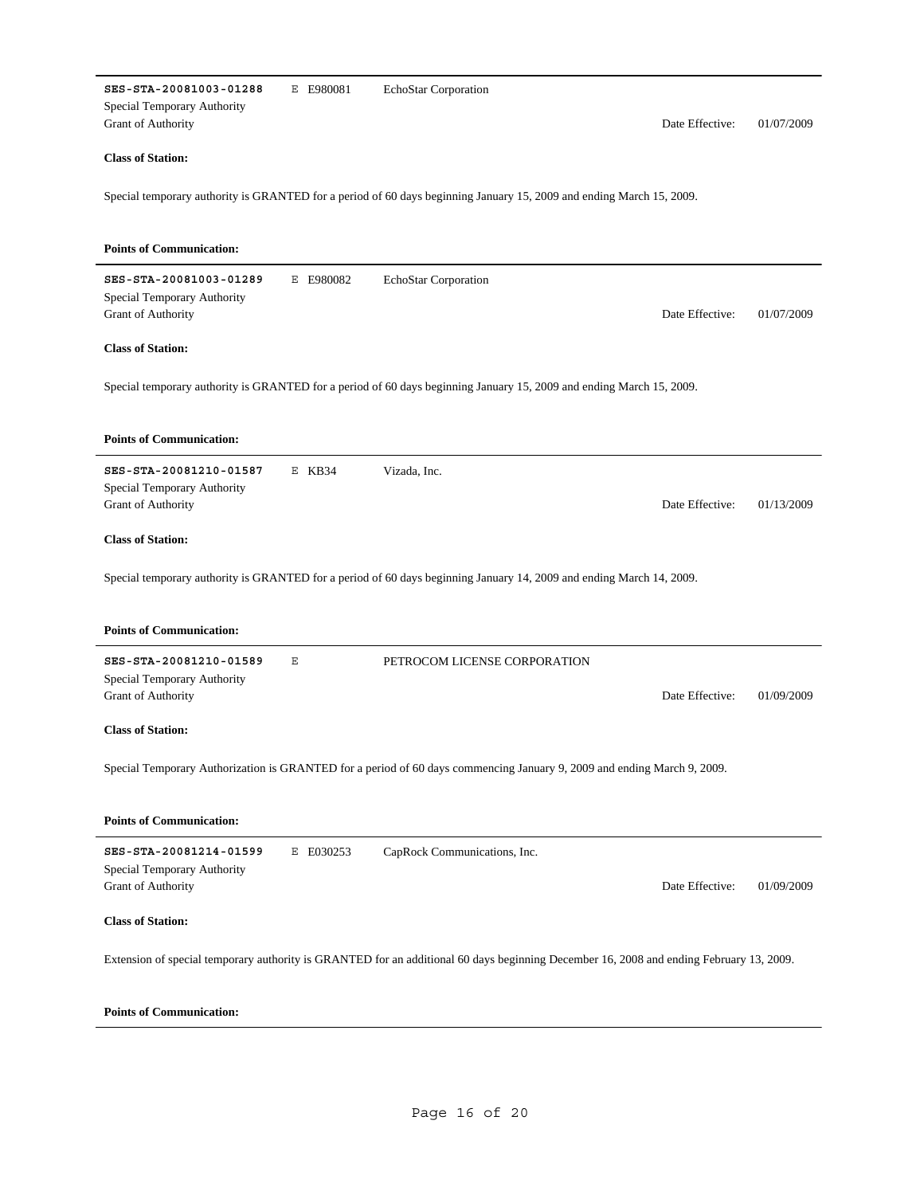---

**SES-STA-20081003-01288** E E980081 EchoStar Corporation
Special Temporary Authority
Grant of Authority Date Effective: 01/07/2009

**Class of Station:**

Special temporary authority is GRANTED for a period of 60 days beginning January 15, 2009 and ending March 15, 2009.

**Points of Communication:**

---

**SES-STA-20081003-01289** E E980082 EchoStar Corporation
Special Temporary Authority
Grant of Authority Date Effective: 01/07/2009

**Class of Station:**

Special temporary authority is GRANTED for a period of 60 days beginning January 15, 2009 and ending March 15, 2009.

**Points of Communication:**

---

**SES-STA-20081210-01587** E KB34 Vizada, Inc.
Special Temporary Authority
Grant of Authority Date Effective: 01/13/2009

**Class of Station:**

Special temporary authority is GRANTED for a period of 60 days beginning January 14, 2009 and ending March 14, 2009.

**Points of Communication:**

---

**SES-STA-20081210-01589** E PETROCOM LICENSE CORPORATION
Special Temporary Authority
Grant of Authority Date Effective: 01/09/2009

**Class of Station:**

Special Temporary Authorization is GRANTED for a period of 60 days commencing January 9, 2009 and ending March 9, 2009.

**Points of Communication:**

---

**SES-STA-20081214-01599** E E030253 CapRock Communications, Inc.
Special Temporary Authority
Grant of Authority Date Effective: 01/09/2009

**Class of Station:**

Extension of special temporary authority is GRANTED for an additional 60 days beginning December 16, 2008 and ending February 13, 2009.

**Points of Communication:**

---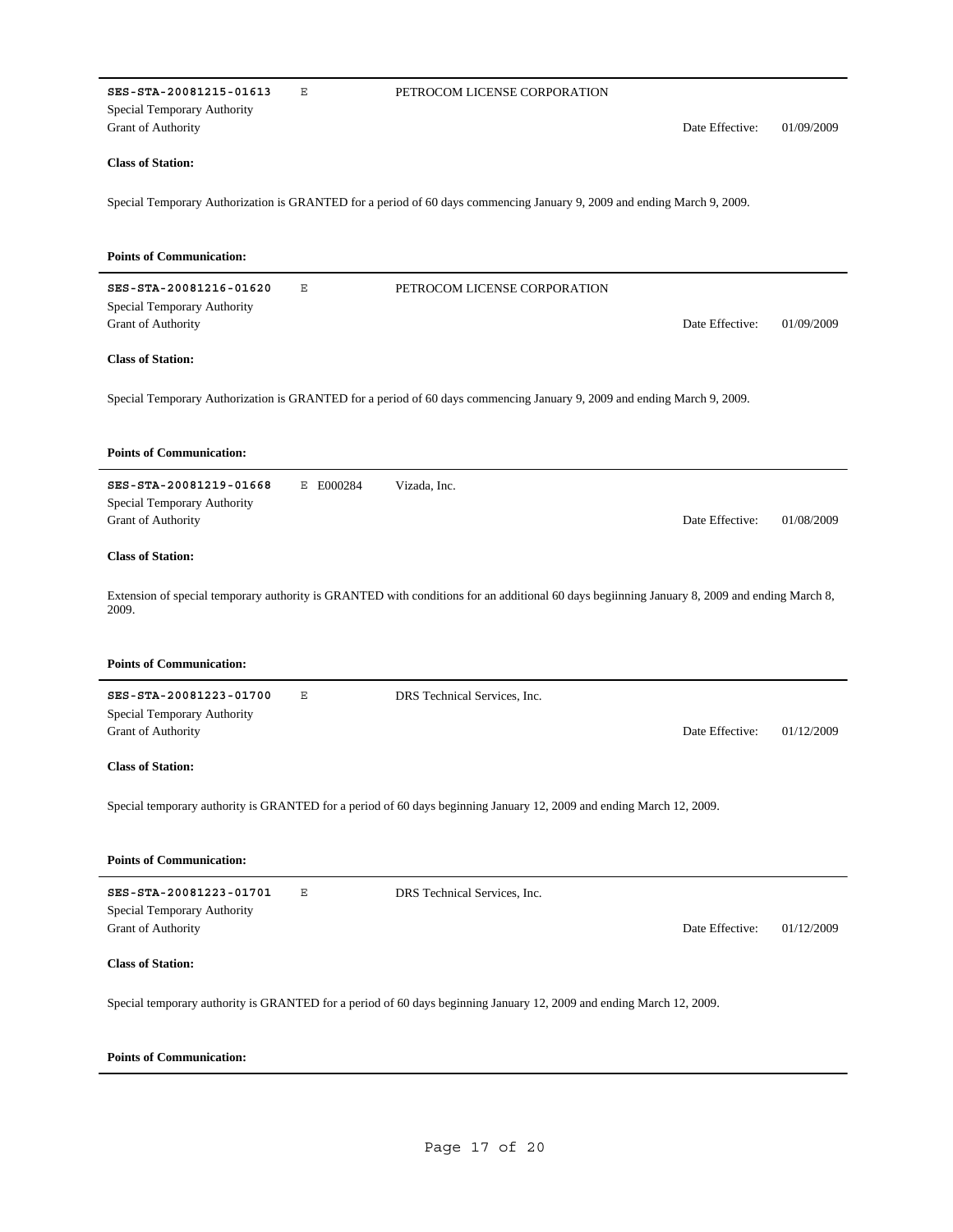**SES-STA-20081215-01613** E PETROCOM LICENSE CORPORATION

Special Temporary Authority

Grant of Authority Date Effective: 01/09/2009

**Class of Station:**

Special Temporary Authorization is GRANTED for a period of 60 days commencing January 9, 2009 and ending March 9, 2009.

**Points of Communication:**

---

**SES-STA-20081216-01620** E PETROCOM LICENSE CORPORATION

Special Temporary Authority

Grant of Authority Date Effective: 01/09/2009

**Class of Station:**

Special Temporary Authorization is GRANTED for a period of 60 days commencing January 9, 2009 and ending March 9, 2009.

**Points of Communication:**

---

**SES-STA-20081219-01668** E E000284 Vizada, Inc.

Special Temporary Authority

Grant of Authority Date Effective: 01/08/2009

**Class of Station:**

Extension of special temporary authority is GRANTED with conditions for an additional 60 days begiinning January 8, 2009 and ending March 8, 2009.

**Points of Communication:**

---

**SES-STA-20081223-01700** E DRS Technical Services, Inc.

Special Temporary Authority

Grant of Authority Date Effective: 01/12/2009

**Class of Station:**

Special temporary authority is GRANTED for a period of 60 days beginning January 12, 2009 and ending March 12, 2009.

**Points of Communication:**

---

**SES-STA-20081223-01701** E DRS Technical Services, Inc.

Special Temporary Authority

Grant of Authority Date Effective: 01/12/2009

**Class of Station:**

Special temporary authority is GRANTED for a period of 60 days beginning January 12, 2009 and ending March 12, 2009.

**Points of Communication:**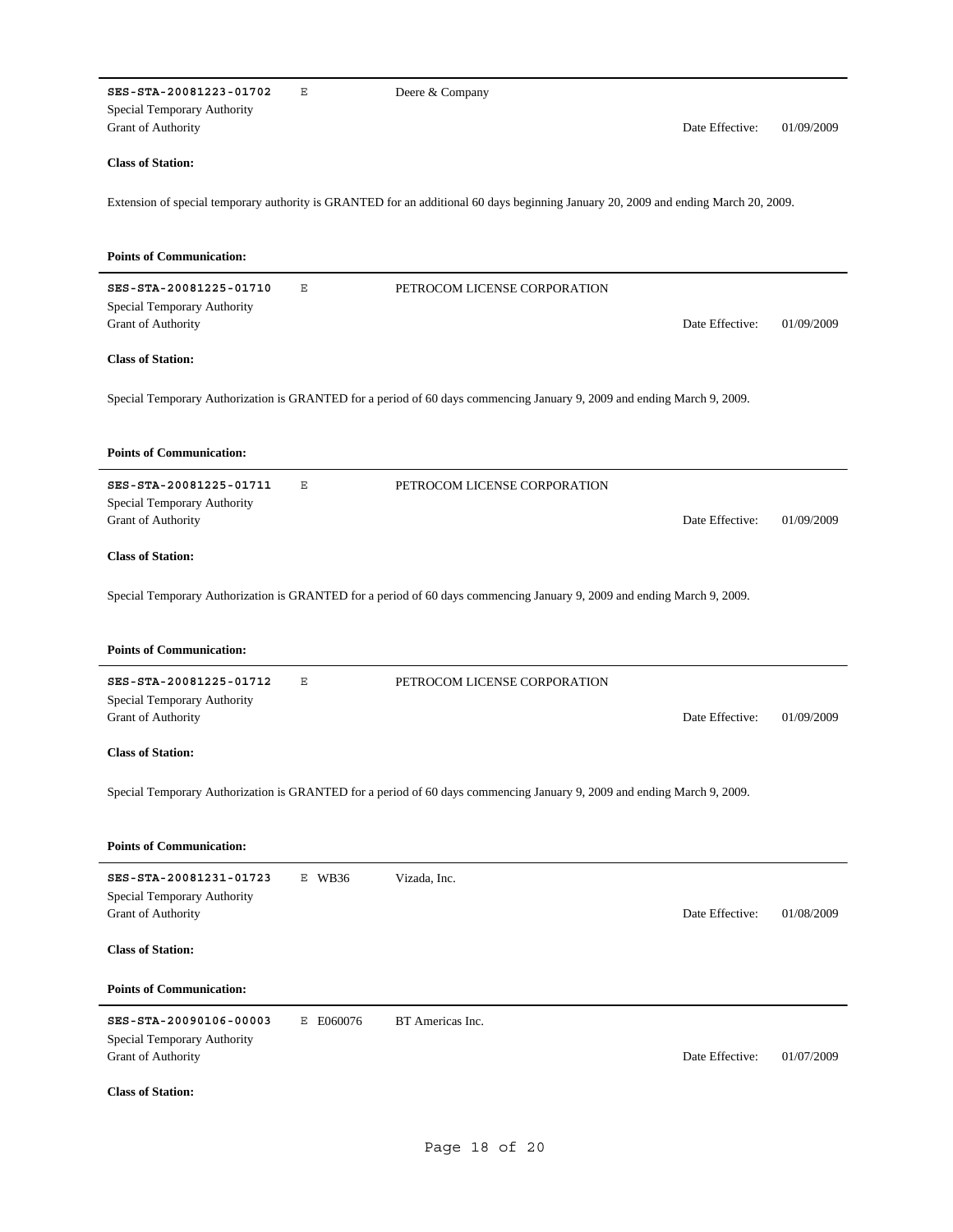---

**SES-STA-20081223-01702** E Deere & Company

Special Temporary Authority

Grant of Authority Date Effective: 01/09/2009

**Class of Station:**

Extension of special temporary authority is GRANTED for an additional 60 days beginning January 20, 2009 and ending March 20, 2009.

**Points of Communication:**

---

**SES-STA-20081225-01710** E PETROCOM LICENSE CORPORATION

Special Temporary Authority

Grant of Authority Date Effective: 01/09/2009

**Class of Station:**

Special Temporary Authorization is GRANTED for a period of 60 days commencing January 9, 2009 and ending March 9, 2009.

**Points of Communication:**

---

**SES-STA-20081225-01711** E PETROCOM LICENSE CORPORATION

Special Temporary Authority

Grant of Authority Date Effective: 01/09/2009

**Class of Station:**

Special Temporary Authorization is GRANTED for a period of 60 days commencing January 9, 2009 and ending March 9, 2009.

**Points of Communication:**

---

**SES-STA-20081225-01712** E PETROCOM LICENSE CORPORATION

Special Temporary Authority

Grant of Authority Date Effective: 01/09/2009

**Class of Station:**

Special Temporary Authorization is GRANTED for a period of 60 days commencing January 9, 2009 and ending March 9, 2009.

**Points of Communication:**

---

**SES-STA-20081231-01723** E WB36 Vizada, Inc.

Special Temporary Authority

Grant of Authority Date Effective: 01/08/2009

**Class of Station:**

**Points of Communication:**

---

**SES-STA-20090106-00003** E E060076 BT Americas Inc.

Special Temporary Authority

Grant of Authority Date Effective: 01/07/2009

**Class of Station:**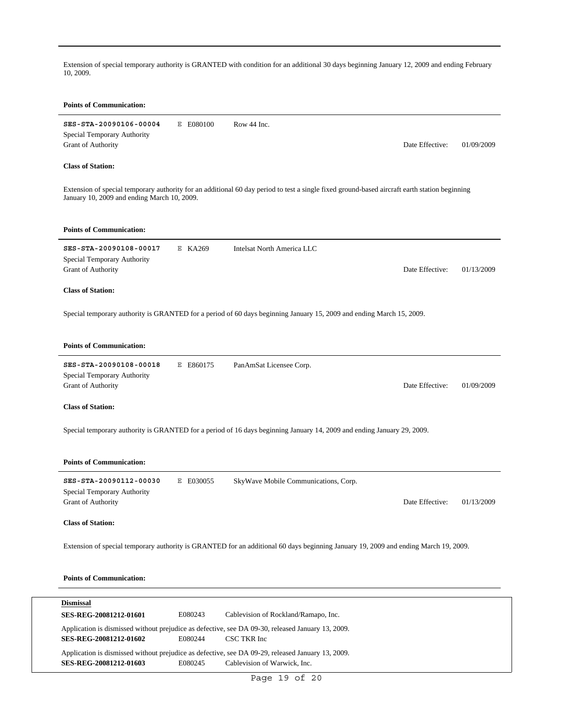Extension of special temporary authority is GRANTED with condition for an additional 30 days beginning January 12, 2009 and ending February 10, 2009.

**Points of Communication:**

---

**SES-STA-20090106-00004** E E080100 Row 44 Inc.
Special Temporary Authority
Grant of Authority Date Effective: 01/09/2009

**Class of Station:**

Extension of special temporary authority for an additional 60 day period to test a single fixed ground-based aircraft earth station beginning January 10, 2009 and ending March 10, 2009.

**Points of Communication:**

---

**SES-STA-20090108-00017** E KA269 Intelsat North America LLC
Special Temporary Authority
Grant of Authority Date Effective: 01/13/2009

**Class of Station:**

Special temporary authority is GRANTED for a period of 60 days beginning January 15, 2009 and ending March 15, 2009.

**Points of Communication:**

---

**SES-STA-20090108-00018** E E860175 PanAmSat Licensee Corp.
Special Temporary Authority
Grant of Authority Date Effective: 01/09/2009

**Class of Station:**

Special temporary authority is GRANTED for a period of 16 days beginning January 14, 2009 and ending January 29, 2009.

**Points of Communication:**

---

**SES-STA-20090112-00030** E E030055 SkyWave Mobile Communications, Corp.
Special Temporary Authority
Grant of Authority Date Effective: 01/13/2009

**Class of Station:**

Extension of special temporary authority is GRANTED for an additional 60 days beginning January 19, 2009 and ending March 19, 2009.

**Points of Communication:**

---

**Dismissal**

**SES-REG-20081212-01601** E080243 Cablevision of Rockland/Ramapo, Inc.

Application is dismissed without prejudice as defective, see DA 09-30, released January 13, 2009.

**SES-REG-20081212-01602** E080244 CSC TKR Inc

Application is dismissed without prejudice as defective, see DA 09-29, released January 13, 2009.

**SES-REG-20081212-01603** E080245 Cablevision of Warwick, Inc.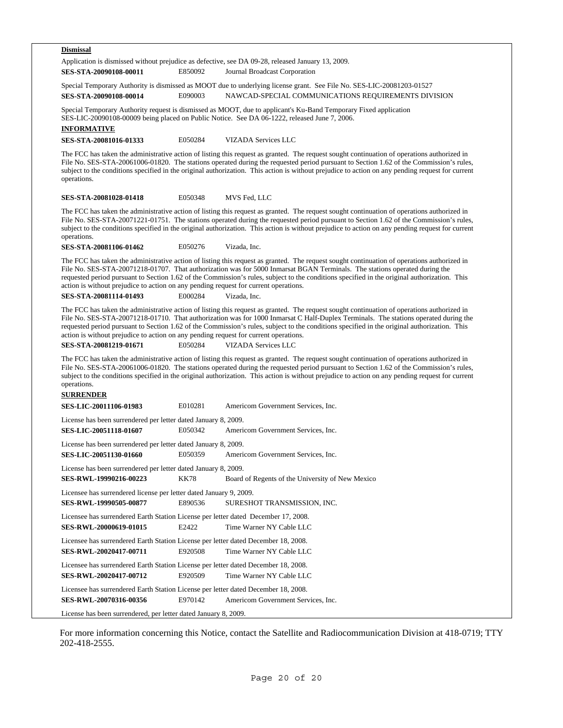**Dismissal**

Application is dismissed without prejudice as defective, see DA 09-28, released January 13, 2009.

**SES-STA-20090108-00011** E850092 Journal Broadcast Corporation

Special Temporary Authority is dismissed as MOOT due to underlying license grant. See File No. SES-LIC-20081203-01527

**SES-STA-20090108-00014** E090003 NAWCAD-SPECIAL COMMUNICATIONS REQUIREMENTS DIVISION

Special Temporary Authority request is dismissed as MOOT, due to applicant's Ku-Band Temporary Fixed application SES-LIC-20090108-00009 being placed on Public Notice. See DA 06-1222, released June 7, 2006.

**INFORMATIVE**

**SES-STA-20081016-01333** E050284 VIZADA Services LLC

The FCC has taken the administrative action of listing this request as granted. The request sought continuation of operations authorized in File No. SES-STA-20061006-01820. The stations operated during the requested period pursuant to Section 1.62 of the Commission's rules, subject to the conditions specified in the original authorization. This action is without prejudice to action on any pending request for current operations.

**SES-STA-20081028-01418** E050348 MVS Fed, LLC

The FCC has taken the administrative action of listing this request as granted. The request sought continuation of operations authorized in File No. SES-STA-20071221-01751. The stations operated during the requested period pursuant to Section 1.62 of the Commission's rules, subject to the conditions specified in the original authorization. This action is without prejudice to action on any pending request for current operations.

**SES-STA-20081106-01462** E050276 Vizada, Inc.

The FCC has taken the administrative action of listing this request as granted. The request sought continuation of operations authorized in File No. SES-STA-20071218-01707. That authorization was for 5000 Inmarsat BGAN Terminals. The stations operated during the requested period pursuant to Section 1.62 of the Commission's rules, subject to the conditions specified in the original authorization. This action is without prejudice to action on any pending request for current operations.

**SES-STA-20081114-01493** E000284 Vizada, Inc.

The FCC has taken the administrative action of listing this request as granted. The request sought continuation of operations authorized in File No. SES-STA-20071218-01710. That authorization was for 1000 Inmarsat C Half-Duplex Terminals. The stations operated during the requested period pursuant to Section 1.62 of the Commission's rules, subject to the conditions specified in the original authorization. This action is without prejudice to action on any pending request for current operations.

**SES-STA-20081219-01671** E050284 VIZADA Services LLC

The FCC has taken the administrative action of listing this request as granted. The request sought continuation of operations authorized in File No. SES-STA-20061006-01820. The stations operated during the requested period pursuant to Section 1.62 of the Commission's rules, subject to the conditions specified in the original authorization. This action is without prejudice to action on any pending request for current operations.

**SURRENDER**

**SES-LIC-20011106-01983** E010281 Americom Government Services, Inc.

License has been surrendered per letter dated January 8, 2009.

**SES-LIC-20051118-01607** E050342 Americom Government Services, Inc.

License has been surrendered per letter dated January 8, 2009.

**SES-LIC-20051130-01660** E050359 Americom Government Services, Inc.

License has been surrendered per letter dated January 8, 2009.

**SES-RWL-19990216-00223** KK78 Board of Regents of the University of New Mexico

Licensee has surrendered license per letter dated January 9, 2009.

**SES-RWL-19990505-00877** E890536 SURESHOT TRANSMISSION, INC.

Licensee has surrendered Earth Station License per letter dated December 17, 2008.

**SES-RWL-20000619-01015** E2422 Time Warner NY Cable LLC

Licensee has surrendered Earth Station License per letter dated December 18, 2008.

**SES-RWL-20020417-00711** E920508 Time Warner NY Cable LLC

Licensee has surrendered Earth Station License per letter dated December 18, 2008.

**SES-RWL-20020417-00712** E920509 Time Warner NY Cable LLC

Licensee has surrendered Earth Station License per letter dated December 18, 2008.

**SES-RWL-20070316-00356** E970142 Americom Government Services, Inc.

License has been surrendered, per letter dated January 8, 2009.

For more information concerning this Notice, contact the Satellite and Radiocommunication Division at 418-0719; TTY 202-418-2555.